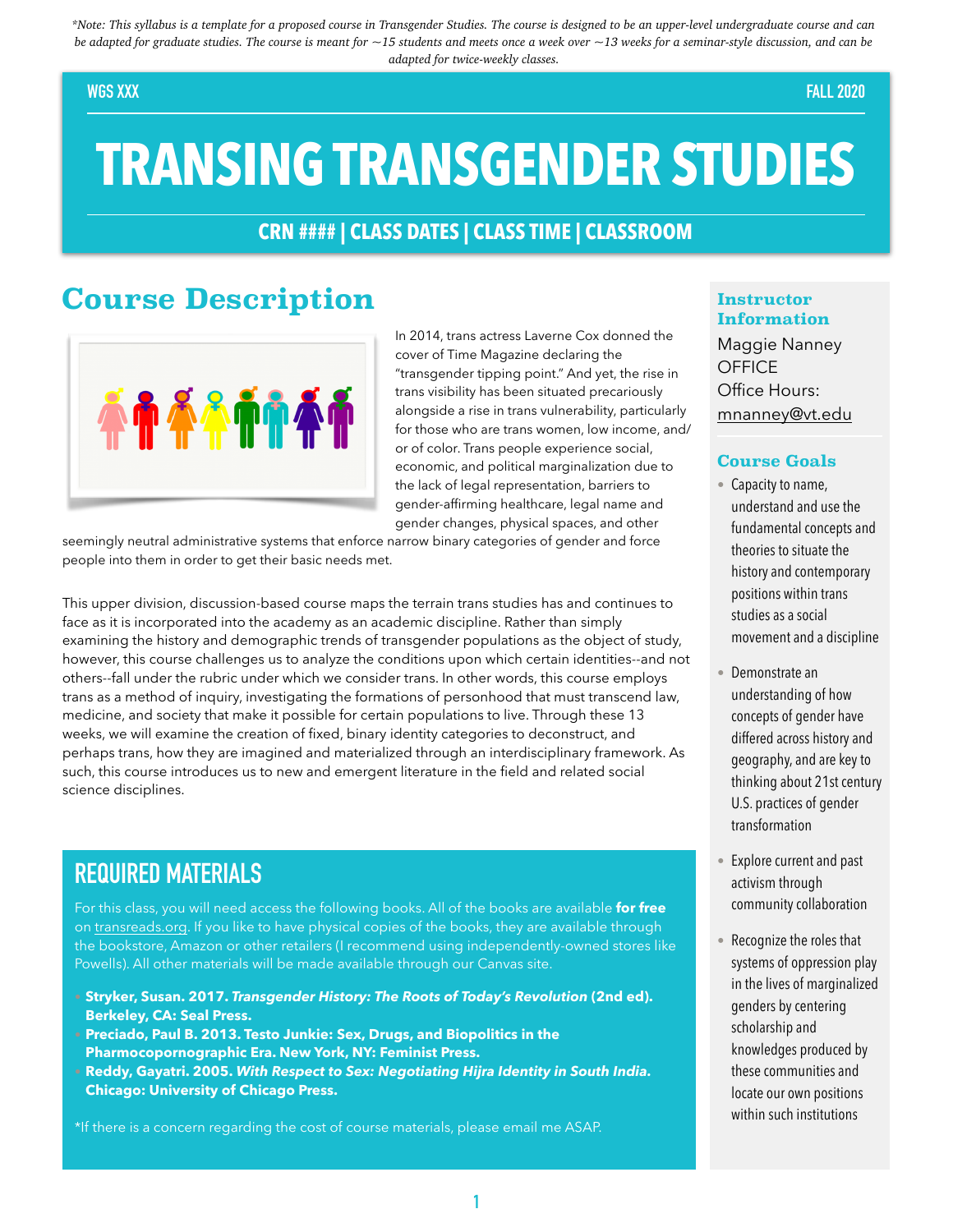*\*Note: This syllabus is a template for a proposed course in Transgender Studies. The course is designed to be an upper-level undergraduate course and can be adapted for graduate studies. The course is meant for ~15 students and meets once a week over ~13 weeks for a seminar-style discussion, and can be adapted for twice-weekly classes.*

WGS XXX | FALL 2020

# TRANSING TRANSGENDER STUDIES

**CRN #### | CLASS DATES | CLASS TIME | CLASSROOM**

## Course Description

In 2014, trans actress Laverne Cox donned the cover of Time Magazine declaring the "transgender tipping point." And yet, the rise in trans visibility has been situated precariously alongside a rise in trans vulnerability, particularly for those who are trans women, low income, and/or of color. Trans people experience social, economic, and political marginalization due to the lack of legal representation, barriers to gender-affirming healthcare, legal name and gender changes, physical spaces, and other seemingly neutral administrative systems that enforce narrow binary categories of gender and force people into them in order to get their basic needs met.

This upper division, discussion-based course maps the terrain trans studies has and continues to face as it is incorporated into the academy as an academic discipline. Rather than simply examining the history and demographic trends of transgender populations as the object of study, however, this course challenges us to analyze the conditions upon which certain identities--and not others--fall under the rubric under which we consider trans. In other words, this course employs trans as a method of inquiry, investigating the formations of personhood that must transcend law, medicine, and society that make it possible for certain populations to live. Through these 13 weeks, we will examine the creation of fixed, binary identity categories to deconstruct, and perhaps trans, how they are imagined and materialized through an interdisciplinary framework. As such, this course introduces us to new and emergent literature in the field and related social science disciplines.

## REQUIRED MATERIALS

For this class, you will need access the following books. All of the books are available **for free** on transreads.org. If you like to have physical copies of the books, they are available through the bookstore, Amazon or other retailers (I recommend using independently-owned stores like Powells). All other materials will be made available through our Canvas site.

- **Stryker, Susan. 2017. *Transgender History: The Roots of Today's Revolution* (2nd ed). Berkeley, CA: Seal Press.**
- **Preciado, Paul B. 2013. Testo Junkie: Sex, Drugs, and Biopolitics in the Pharmocopornographic Era. New York, NY: Feminist Press.**
- **Reddy, Gayatri. 2005. *With Respect to Sex: Negotiating Hijra Identity in South India.* Chicago: University of Chicago Press.**

\*If there is a concern regarding the cost of course materials, please email me ASAP.

### Instructor Information

Maggie Nanney
OFFICE
Office Hours:
mnanney@vt.edu

### Course Goals

- Capacity to name, understand and use the fundamental concepts and theories to situate the history and contemporary positions within trans studies as a social movement and a discipline
- Demonstrate an understanding of how concepts of gender have differed across history and geography, and are key to thinking about 21st century U.S. practices of gender transformation
- Explore current and past activism through community collaboration
- Recognize the roles that systems of oppression play in the lives of marginalized genders by centering scholarship and knowledges produced by these communities and locate our own positions within such institutions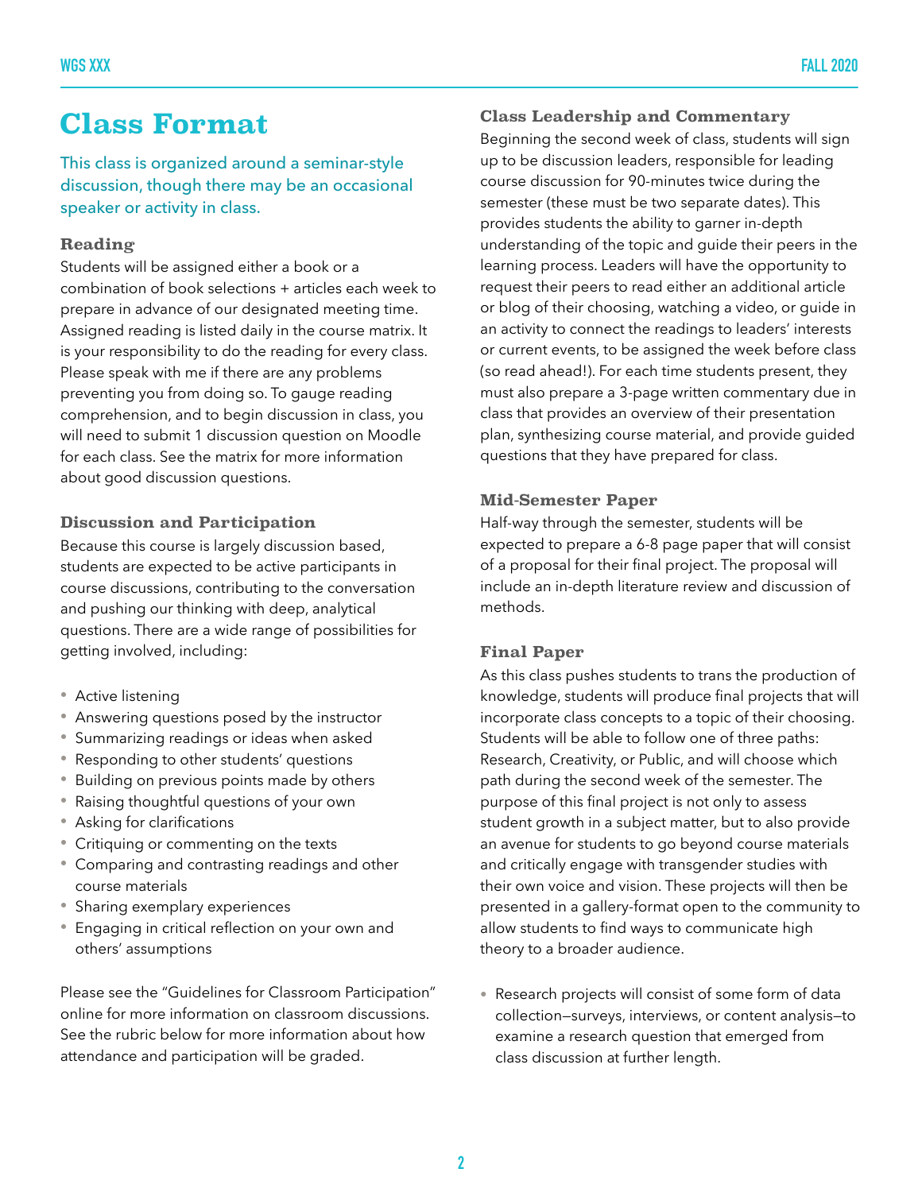# Class Format

This class is organized around a seminar-style discussion, though there may be an occasional speaker or activity in class.

### Reading

Students will be assigned either a book or a combination of book selections + articles each week to prepare in advance of our designated meeting time. Assigned reading is listed daily in the course matrix. It is your responsibility to do the reading for every class. Please speak with me if there are any problems preventing you from doing so. To gauge reading comprehension, and to begin discussion in class, you will need to submit 1 discussion question on Moodle for each class. See the matrix for more information about good discussion questions.

### Discussion and Participation

Because this course is largely discussion based, students are expected to be active participants in course discussions, contributing to the conversation and pushing our thinking with deep, analytical questions. There are a wide range of possibilities for getting involved, including:

- Active listening
- Answering questions posed by the instructor
- Summarizing readings or ideas when asked
- Responding to other students' questions
- Building on previous points made by others
- Raising thoughtful questions of your own
- Asking for clarifications
- Critiquing or commenting on the texts
- Comparing and contrasting readings and other course materials
- Sharing exemplary experiences
- Engaging in critical reflection on your own and others' assumptions

Please see the "Guidelines for Classroom Participation" online for more information on classroom discussions. See the rubric below for more information about how attendance and participation will be graded.

### Class Leadership and Commentary

Beginning the second week of class, students will sign up to be discussion leaders, responsible for leading course discussion for 90-minutes twice during the semester (these must be two separate dates). This provides students the ability to garner in-depth understanding of the topic and guide their peers in the learning process. Leaders will have the opportunity to request their peers to read either an additional article or blog of their choosing, watching a video, or guide in an activity to connect the readings to leaders' interests or current events, to be assigned the week before class (so read ahead!). For each time students present, they must also prepare a 3-page written commentary due in class that provides an overview of their presentation plan, synthesizing course material, and provide guided questions that they have prepared for class.

### Mid-Semester Paper

Half-way through the semester, students will be expected to prepare a 6-8 page paper that will consist of a proposal for their final project. The proposal will include an in-depth literature review and discussion of methods.

### Final Paper

As this class pushes students to trans the production of knowledge, students will produce final projects that will incorporate class concepts to a topic of their choosing. Students will be able to follow one of three paths: Research, Creativity, or Public, and will choose which path during the second week of the semester. The purpose of this final project is not only to assess student growth in a subject matter, but to also provide an avenue for students to go beyond course materials and critically engage with transgender studies with their own voice and vision. These projects will then be presented in a gallery-format open to the community to allow students to find ways to communicate high theory to a broader audience.

- Research projects will consist of some form of data collection—surveys, interviews, or content analysis—to examine a research question that emerged from class discussion at further length.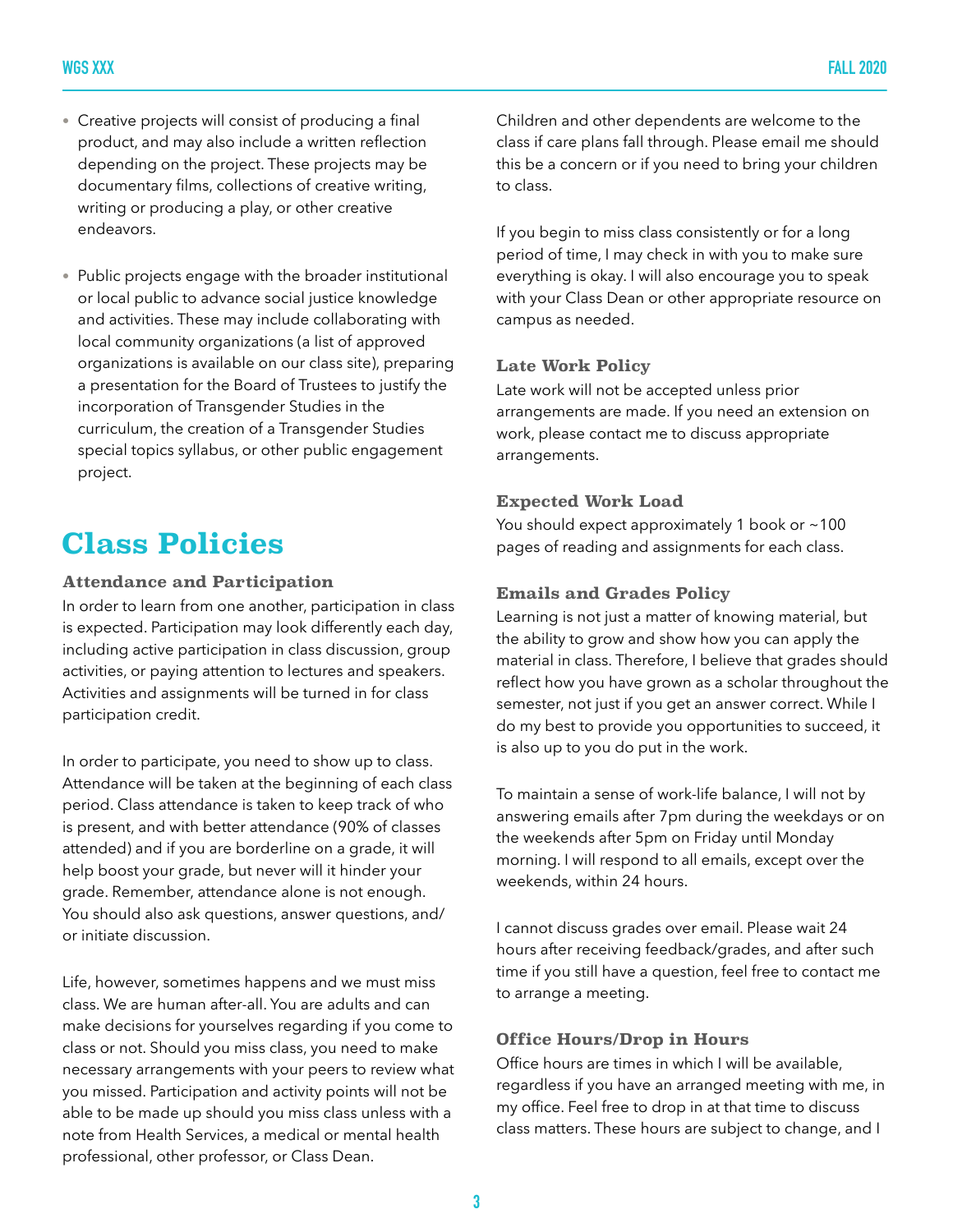- Creative projects will consist of producing a final product, and may also include a written reflection depending on the project. These projects may be documentary films, collections of creative writing, writing or producing a play, or other creative endeavors.

- Public projects engage with the broader institutional or local public to advance social justice knowledge and activities. These may include collaborating with local community organizations (a list of approved organizations is available on our class site), preparing a presentation for the Board of Trustees to justify the incorporation of Transgender Studies in the curriculum, the creation of a Transgender Studies special topics syllabus, or other public engagement project.

# Class Policies

### Attendance and Participation

In order to learn from one another, participation in class is expected. Participation may look differently each day, including active participation in class discussion, group activities, or paying attention to lectures and speakers. Activities and assignments will be turned in for class participation credit.

In order to participate, you need to show up to class. Attendance will be taken at the beginning of each class period. Class attendance is taken to keep track of who is present, and with better attendance (90% of classes attended) and if you are borderline on a grade, it will help boost your grade, but never will it hinder your grade. Remember, attendance alone is not enough. You should also ask questions, answer questions, and/or initiate discussion.

Life, however, sometimes happens and we must miss class. We are human after-all. You are adults and can make decisions for yourselves regarding if you come to class or not. Should you miss class, you need to make necessary arrangements with your peers to review what you missed. Participation and activity points will not be able to be made up should you miss class unless with a note from Health Services, a medical or mental health professional, other professor, or Class Dean.

Children and other dependents are welcome to the class if care plans fall through. Please email me should this be a concern or if you need to bring your children to class.

If you begin to miss class consistently or for a long period of time, I may check in with you to make sure everything is okay. I will also encourage you to speak with your Class Dean or other appropriate resource on campus as needed.

### Late Work Policy

Late work will not be accepted unless prior arrangements are made. If you need an extension on work, please contact me to discuss appropriate arrangements.

### Expected Work Load

You should expect approximately 1 book or ~100 pages of reading and assignments for each class.

### Emails and Grades Policy

Learning is not just a matter of knowing material, but the ability to grow and show how you can apply the material in class. Therefore, I believe that grades should reflect how you have grown as a scholar throughout the semester, not just if you get an answer correct. While I do my best to provide you opportunities to succeed, it is also up to you do put in the work.

To maintain a sense of work-life balance, I will not by answering emails after 7pm during the weekdays or on the weekends after 5pm on Friday until Monday morning. I will respond to all emails, except over the weekends, within 24 hours.

I cannot discuss grades over email. Please wait 24 hours after receiving feedback/grades, and after such time if you still have a question, feel free to contact me to arrange a meeting.

### Office Hours/Drop in Hours

Office hours are times in which I will be available, regardless if you have an arranged meeting with me, in my office. Feel free to drop in at that time to discuss class matters. These hours are subject to change, and I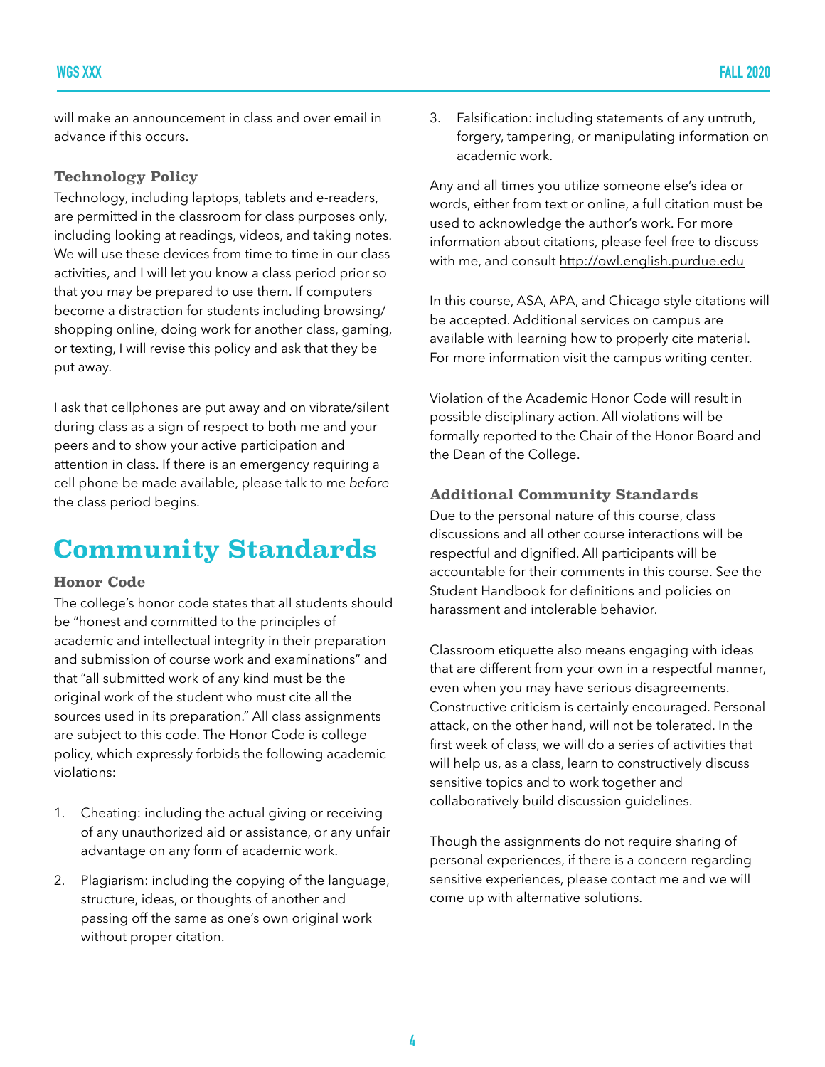will make an announcement in class and over email in advance if this occurs.

### Technology Policy

Technology, including laptops, tablets and e-readers, are permitted in the classroom for class purposes only, including looking at readings, videos, and taking notes. We will use these devices from time to time in our class activities, and I will let you know a class period prior so that you may be prepared to use them. If computers become a distraction for students including browsing/shopping online, doing work for another class, gaming, or texting, I will revise this policy and ask that they be put away.

I ask that cellphones are put away and on vibrate/silent during class as a sign of respect to both me and your peers and to show your active participation and attention in class. If there is an emergency requiring a cell phone be made available, please talk to me *before* the class period begins.

## Community Standards

### Honor Code

The college's honor code states that all students should be "honest and committed to the principles of academic and intellectual integrity in their preparation and submission of course work and examinations" and that "all submitted work of any kind must be the original work of the student who must cite all the sources used in its preparation." All class assignments are subject to this code. The Honor Code is college policy, which expressly forbids the following academic violations:

1. Cheating: including the actual giving or receiving of any unauthorized aid or assistance, or any unfair advantage on any form of academic work.
2. Plagiarism: including the copying of the language, structure, ideas, or thoughts of another and passing off the same as one's own original work without proper citation.
3. Falsification: including statements of any untruth, forgery, tampering, or manipulating information on academic work.

Any and all times you utilize someone else's idea or words, either from text or online, a full citation must be used to acknowledge the author's work. For more information about citations, please feel free to discuss with me, and consult http://owl.english.purdue.edu

In this course, ASA, APA, and Chicago style citations will be accepted. Additional services on campus are available with learning how to properly cite material. For more information visit the campus writing center.

Violation of the Academic Honor Code will result in possible disciplinary action. All violations will be formally reported to the Chair of the Honor Board and the Dean of the College.

### Additional Community Standards

Due to the personal nature of this course, class discussions and all other course interactions will be respectful and dignified. All participants will be accountable for their comments in this course. See the Student Handbook for definitions and policies on harassment and intolerable behavior.

Classroom etiquette also means engaging with ideas that are different from your own in a respectful manner, even when you may have serious disagreements. Constructive criticism is certainly encouraged. Personal attack, on the other hand, will not be tolerated. In the first week of class, we will do a series of activities that will help us, as a class, learn to constructively discuss sensitive topics and to work together and collaboratively build discussion guidelines.

Though the assignments do not require sharing of personal experiences, if there is a concern regarding sensitive experiences, please contact me and we will come up with alternative solutions.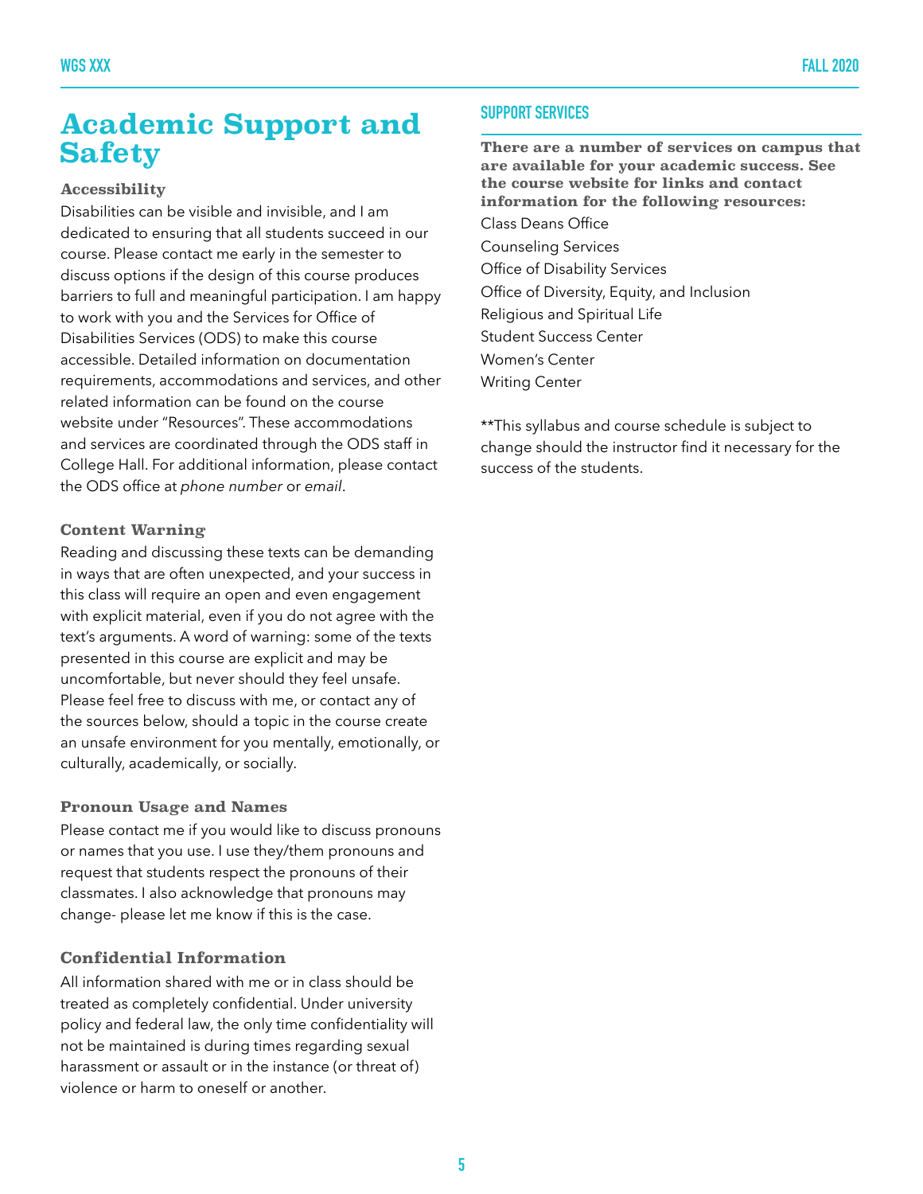# Academic Support and Safety

### Accessibility

Disabilities can be visible and invisible, and I am dedicated to ensuring that all students succeed in our course. Please contact me early in the semester to discuss options if the design of this course produces barriers to full and meaningful participation. I am happy to work with you and the Services for Office of Disabilities Services (ODS) to make this course accessible. Detailed information on documentation requirements, accommodations and services, and other related information can be found on the course website under "Resources". These accommodations and services are coordinated through the ODS staff in College Hall. For additional information, please contact the ODS office at *phone number* or *email*.

### Content Warning

Reading and discussing these texts can be demanding in ways that are often unexpected, and your success in this class will require an open and even engagement with explicit material, even if you do not agree with the text's arguments. A word of warning: some of the texts presented in this course are explicit and may be uncomfortable, but never should they feel unsafe. Please feel free to discuss with me, or contact any of the sources below, should a topic in the course create an unsafe environment for you mentally, emotionally, or culturally, academically, or socially.

### Pronoun Usage and Names

Please contact me if you would like to discuss pronouns or names that you use. I use they/them pronouns and request that students respect the pronouns of their classmates. I also acknowledge that pronouns may change- please let me know if this is the case.

### Confidential Information

All information shared with me or in class should be treated as completely confidential. Under university policy and federal law, the only time confidentiality will not be maintained is during times regarding sexual harassment or assault or in the instance (or threat of) violence or harm to oneself or another.

## SUPPORT SERVICES

**There are a number of services on campus that are available for your academic success. See the course website for links and contact information for the following resources:**

Class Deans Office
Counseling Services
Office of Disability Services
Office of Diversity, Equity, and Inclusion
Religious and Spiritual Life
Student Success Center
Women's Center
Writing Center

**This syllabus and course schedule is subject to change should the instructor find it necessary for the success of the students.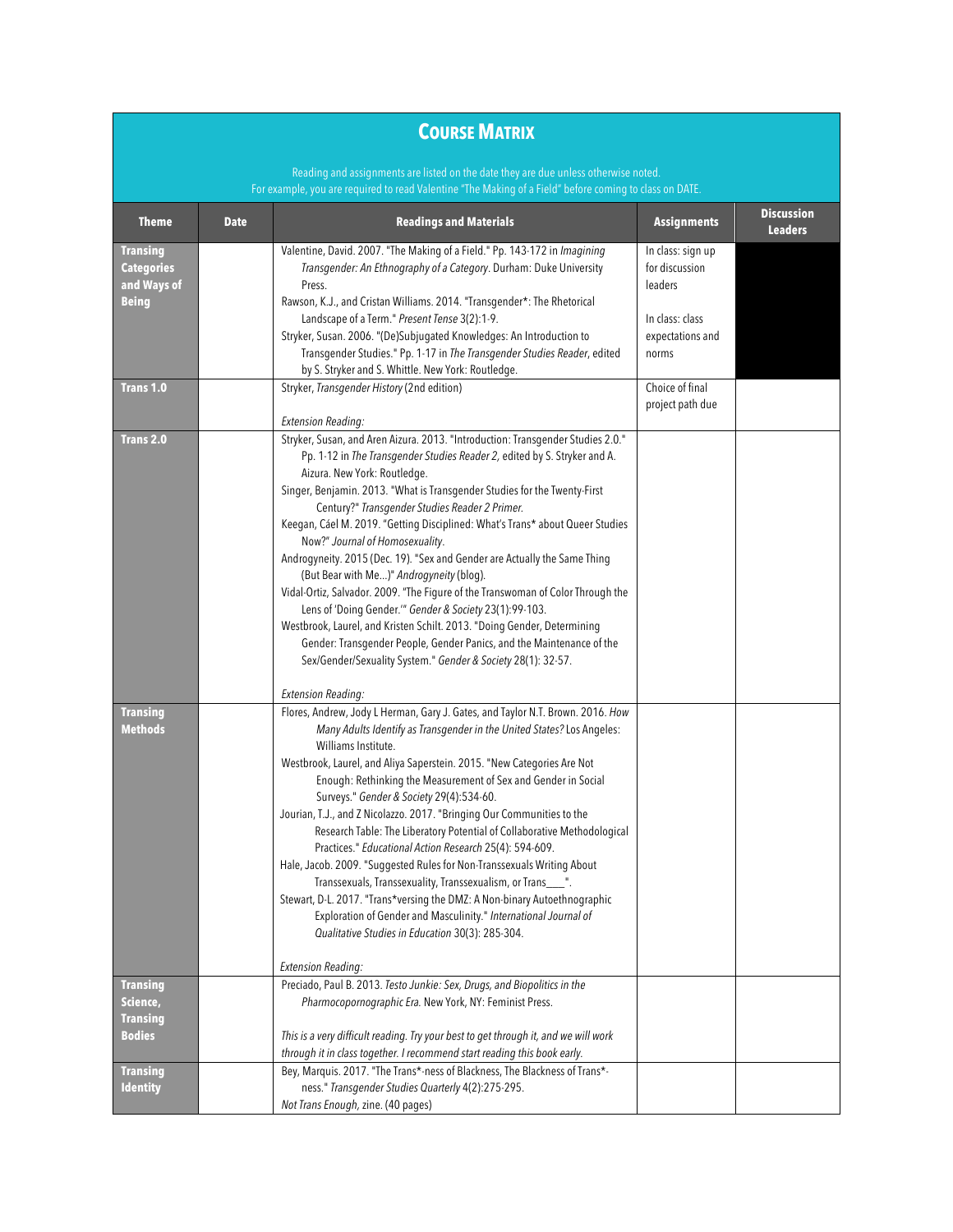# Course Matrix

Reading and assignments are listed on the date they are due unless otherwise noted.
For example, you are required to read Valentine "The Making of a Field" before coming to class on DATE.

| Theme | Date | Readings and Materials | Assignments | Discussion Leaders |
|---|---|---|---|---|
| **Transing Categories and Ways of Being** | | Valentine, David. 2007. "The Making of a Field." Pp. 143-172 in *Imagining Transgender: An Ethnography of a Category*. Durham: Duke University Press.<br>Rawson, K.J., and Cristan Williams. 2014. "Transgender*: The Rhetorical Landscape of a Term." *Present Tense* 3(2):1-9.<br>Stryker, Susan. 2006. "(De)Subjugated Knowledges: An Introduction to Transgender Studies." Pp. 1-17 in *The Transgender Studies Reader*, edited by S. Stryker and S. Whittle. New York: Routledge. | In class: sign up for discussion leaders<br><br>In class: class expectations and norms | |
| **Trans 1.0** | | Stryker, *Transgender History* (2nd edition)<br><br>*Extension Reading:* | Choice of final project path due | |
| **Trans 2.0** | | Stryker, Susan, and Aren Aizura. 2013. "Introduction: Transgender Studies 2.0." Pp. 1-12 in *The Transgender Studies Reader 2,* edited by S. Stryker and A. Aizura. New York: Routledge.<br>Singer, Benjamin. 2013. "What is Transgender Studies for the Twenty-First Century?" *Transgender Studies Reader 2 Primer.*<br>Keegan, Cáel M. 2019. "Getting Disciplined: What's Trans* about Queer Studies Now?" *Journal of Homosexuality*.<br>Androgyneity. 2015 (Dec. 19). "Sex and Gender are Actually the Same Thing (But Bear with Me…)" *Androgyneity* (blog).<br>Vidal-Ortiz, Salvador. 2009. "The Figure of the Transwoman of Color Through the Lens of 'Doing Gender.'" *Gender & Society* 23(1):99-103.<br>Westbrook, Laurel, and Kristen Schilt. 2013. "Doing Gender, Determining Gender: Transgender People, Gender Panics, and the Maintenance of the Sex/Gender/Sexuality System." *Gender & Society* 28(1): 32-57.<br><br>*Extension Reading:* | | |
| **Transing Methods** | | Flores, Andrew, Jody L Herman, Gary J. Gates, and Taylor N.T. Brown. 2016. *How Many Adults Identify as Transgender in the United States?* Los Angeles: Williams Institute.<br>Westbrook, Laurel, and Aliya Saperstein. 2015. "New Categories Are Not Enough: Rethinking the Measurement of Sex and Gender in Social Surveys." *Gender & Society* 29(4):534-60.<br>Jourian, T.J., and Z Nicolazzo. 2017. "Bringing Our Communities to the Research Table: The Liberatory Potential of Collaborative Methodological Practices." *Educational Action Research* 25(4): 594-609.<br>Hale, Jacob. 2009. "Suggested Rules for Non-Transsexuals Writing About Transsexuals, Transsexuality, Transsexualism, or Trans___".<br>Stewart, D-L. 2017. "Trans*versing the DMZ: A Non-binary Autoethnographic Exploration of Gender and Masculinity." *International Journal of Qualitative Studies in Education* 30(3): 285-304.<br><br>*Extension Reading:* | | |
| **Transing Science, Transing Bodies** | | Preciado, Paul B. 2013. *Testo Junkie: Sex, Drugs, and Biopolitics in the Pharmocopornographic Era.* New York, NY: Feminist Press.<br><br>*This is a very difficult reading. Try your best to get through it, and we will work through it in class together. I recommend start reading this book early.* | | |
| **Transing Identity** | | Bey, Marquis. 2017. "The Trans*-ness of Blackness, The Blackness of Trans*-ness." *Transgender Studies Quarterly* 4(2):275-295.<br>*Not Trans Enough,* zine. (40 pages) | | |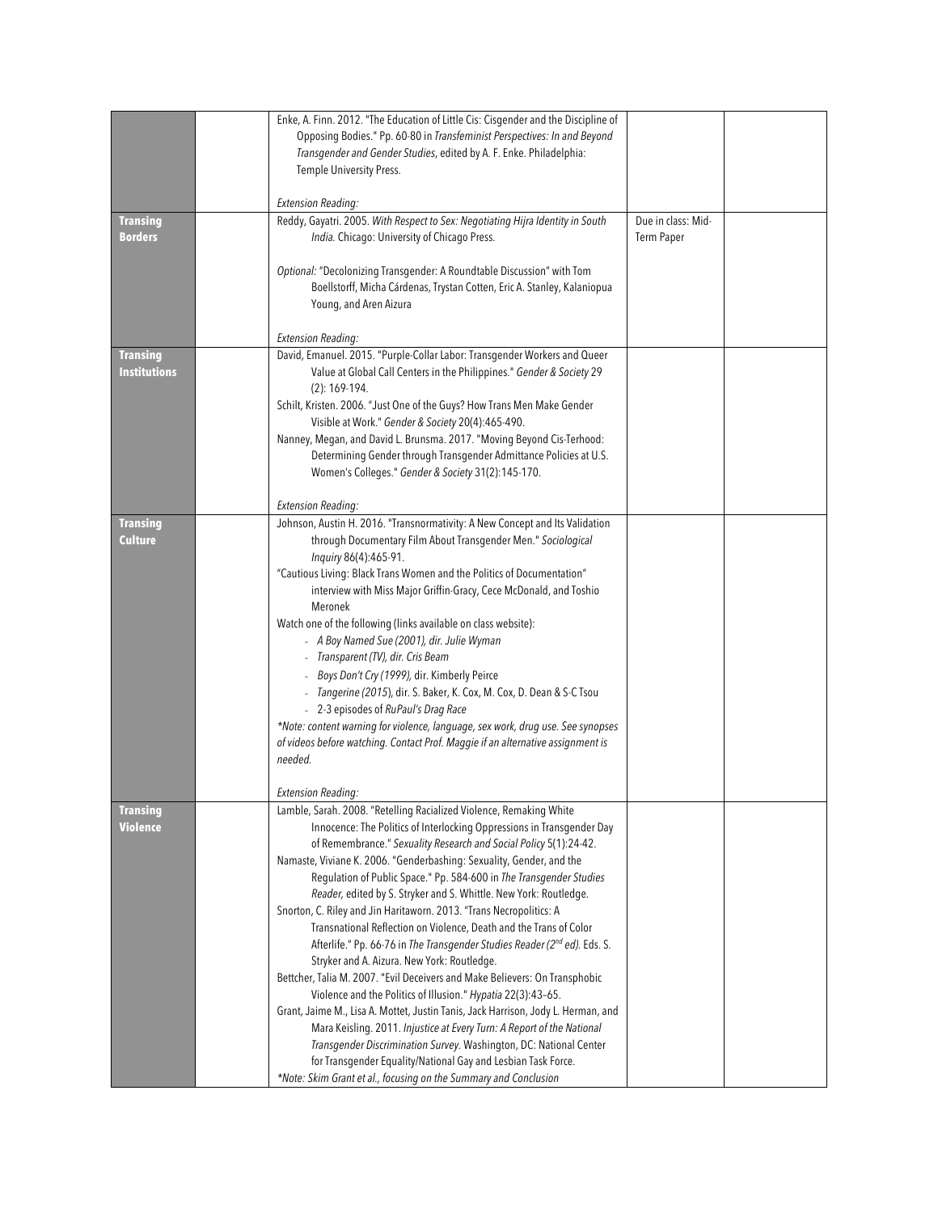| | | | | |
|---|---|---|---|---|
| | | Enke, A. Finn. 2012. "The Education of Little Cis: Cisgender and the Discipline of Opposing Bodies." Pp. 60-80 in *Transfeminist Perspectives: In and Beyond Transgender and Gender Studies*, edited by A. F. Enke. Philadelphia: Temple University Press.<br><br>*Extension Reading:* | | |
| **Transing Borders** | | Reddy, Gayatri. 2005. *With Respect to Sex: Negotiating Hijra Identity in South India.* Chicago: University of Chicago Press.<br><br>*Optional:* "Decolonizing Transgender: A Roundtable Discussion" with Tom Boellstorff, Micha Cárdenas, Trystan Cotten, Eric A. Stanley, Kalaniopua Young, and Aren Aizura<br><br>*Extension Reading:* | Due in class: Mid-Term Paper | |
| **Transing Institutions** | | David, Emanuel. 2015. "Purple-Collar Labor: Transgender Workers and Queer Value at Global Call Centers in the Philippines." *Gender & Society* 29 (2): 169-194.<br>Schilt, Kristen. 2006. "Just One of the Guys? How Trans Men Make Gender Visible at Work." *Gender & Society* 20(4):465-490.<br>Nanney, Megan, and David L. Brunsma. 2017. "Moving Beyond Cis-Terhood: Determining Gender through Transgender Admittance Policies at U.S. Women's Colleges." *Gender & Society* 31(2):145-170.<br><br>*Extension Reading:* | | |
| **Transing Culture** | | Johnson, Austin H. 2016. "Transnormativity: A New Concept and Its Validation through Documentary Film About Transgender Men." *Sociological Inquiry* 86(4):465-91.<br>"Cautious Living: Black Trans Women and the Politics of Documentation" interview with Miss Major Griffin-Gracy, Cece McDonald, and Toshio Meronek<br>Watch one of the following (links available on class website):<br>- *A Boy Named Sue (2001), dir. Julie Wyman*<br>- *Transparent (TV), dir. Cris Beam*<br>- *Boys Don't Cry (1999),* dir. Kimberly Peirce<br>- *Tangerine (2015*), dir. S. Baker, K. Cox, M. Cox, D. Dean & S-C Tsou<br>- 2-3 episodes of *RuPaul's Drag Race*<br>*\*Note: content warning for violence, language, sex work, drug use. See synopses of videos before watching. Contact Prof. Maggie if an alternative assignment is needed.*<br><br>*Extension Reading:* | | |
| **Transing Violence** | | Lamble, Sarah. 2008. "Retelling Racialized Violence, Remaking White Innocence: The Politics of Interlocking Oppressions in Transgender Day of Remembrance." *Sexuality Research and Social Policy* 5(1):24-42.<br>Namaste, Viviane K. 2006. "Genderbashing: Sexuality, Gender, and the Regulation of Public Space." Pp. 584-600 in *The Transgender Studies Reader,* edited by S. Stryker and S. Whittle. New York: Routledge.<br>Snorton, C. Riley and Jin Haritaworn. 2013. "Trans Necropolitics: A Transnational Reflection on Violence, Death and the Trans of Color Afterlife." Pp. 66-76 in *The Transgender Studies Reader (2nd ed).* Eds. S. Stryker and A. Aizura. New York: Routledge.<br>Bettcher, Talia M. 2007. "Evil Deceivers and Make Believers: On Transphobic Violence and the Politics of Illusion." *Hypatia* 22(3):43–65.<br>Grant, Jaime M., Lisa A. Mottet, Justin Tanis, Jack Harrison, Jody L. Herman, and Mara Keisling. 2011. *Injustice at Every Turn: A Report of the National Transgender Discrimination Survey.* Washington, DC: National Center for Transgender Equality/National Gay and Lesbian Task Force.<br>*\*Note: Skim Grant et al., focusing on the Summary and Conclusion* | | |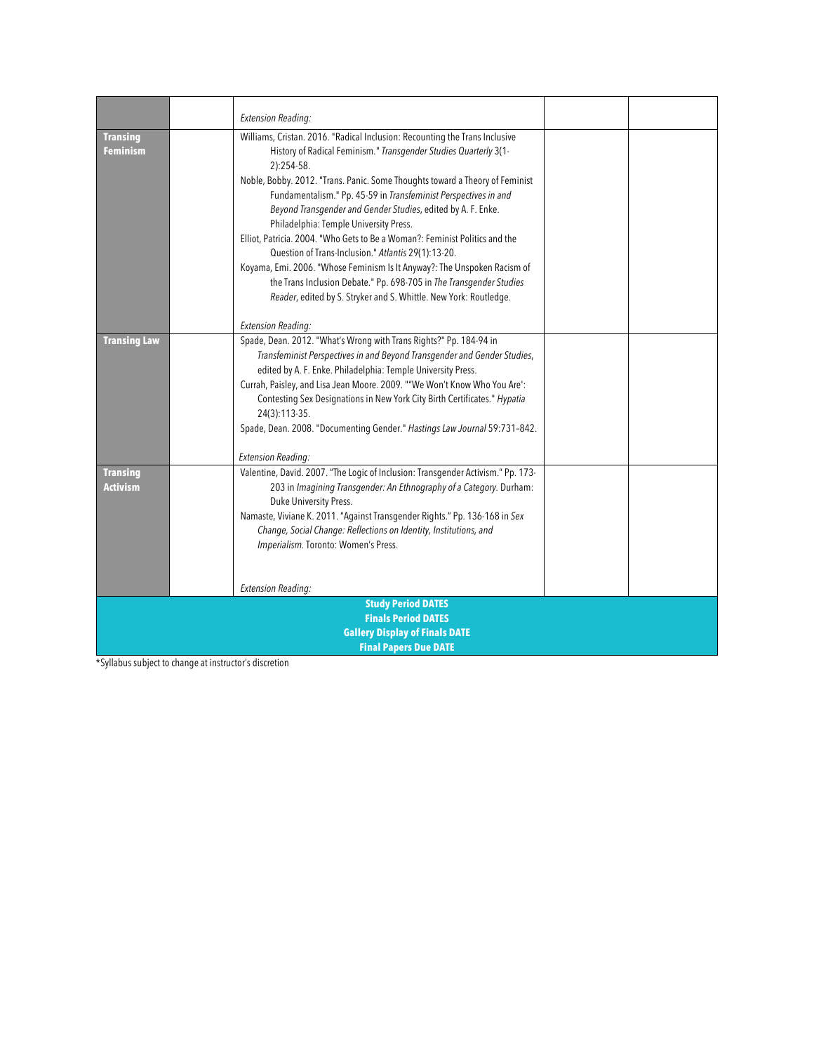| | | | | |
|---|---|---|---|---|
| | | *Extension Reading:* | | |
| **Transing Feminism** | | Williams, Cristan. 2016. "Radical Inclusion: Recounting the Trans Inclusive History of Radical Feminism." *Transgender Studies Quarterly* 3(1-2):254-58.<br>Noble, Bobby. 2012. "Trans. Panic. Some Thoughts toward a Theory of Feminist Fundamentalism." Pp. 45-59 in *Transfeminist Perspectives in and Beyond Transgender and Gender Studies*, edited by A. F. Enke. Philadelphia: Temple University Press.<br>Elliot, Patricia. 2004. "Who Gets to Be a Woman?: Feminist Politics and the Question of Trans-Inclusion." *Atlantis* 29(1):13-20.<br>Koyama, Emi. 2006. "Whose Feminism Is It Anyway?: The Unspoken Racism of the Trans Inclusion Debate." Pp. 698-705 in *The Transgender Studies Reader*, edited by S. Stryker and S. Whittle. New York: Routledge.<br><br>*Extension Reading:* | | |
| **Transing Law** | | Spade, Dean. 2012. "What's Wrong with Trans Rights?" Pp. 184-94 in *Transfeminist Perspectives in and Beyond Transgender and Gender Studies*, edited by A. F. Enke. Philadelphia: Temple University Press.<br>Currah, Paisley, and Lisa Jean Moore. 2009. ""We Won't Know Who You Are': Contesting Sex Designations in New York City Birth Certificates." *Hypatia* 24(3):113-35.<br>Spade, Dean. 2008. "Documenting Gender." *Hastings Law Journal* 59:731–842.<br><br>*Extension Reading:* | | |
| **Transing Activism** | | Valentine, David. 2007. "The Logic of Inclusion: Transgender Activism." Pp. 173-203 in *Imagining Transgender: An Ethnography of a Category*. Durham: Duke University Press.<br>Namaste, Viviane K. 2011. "Against Transgender Rights." Pp. 136-168 in *Sex Change, Social Change: Reflections on Identity, Institutions, and Imperialism*. Toronto: Women's Press.<br><br>*Extension Reading:* | | |
| **Study Period DATES**<br>**Finals Period DATES**<br>**Gallery Display of Finals DATE**<br>**Final Papers Due DATE** | | | | |

*Syllabus subject to change at instructor's discretion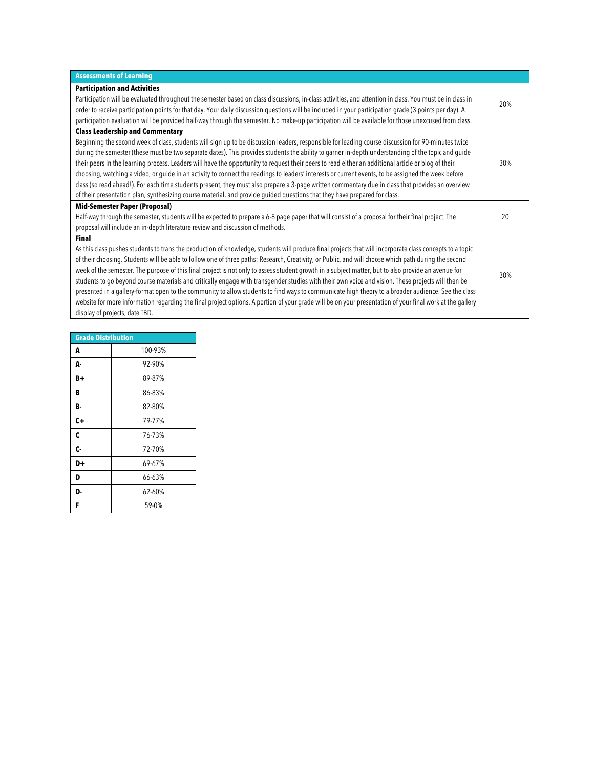| Assessments of Learning | |
|---|---|
| **Participation and Activities**<br>Participation will be evaluated throughout the semester based on class discussions, in-class activities, and attention in class. You must be in class in order to receive participation points for that day. Your daily discussion questions will be included in your participation grade (3 points per day). A participation evaluation will be provided half-way through the semester. No make-up participation will be available for those unexcused from class. | 20% |
| **Class Leadership and Commentary**<br>Beginning the second week of class, students will sign up to be discussion leaders, responsible for leading course discussion for 90-minutes twice during the semester (these must be two separate dates). This provides students the ability to garner in-depth understanding of the topic and guide their peers in the learning process. Leaders will have the opportunity to request their peers to read either an additional article or blog of their choosing, watching a video, or guide in an activity to connect the readings to leaders' interests or current events, to be assigned the week before class (so read ahead!). For each time students present, they must also prepare a 3-page written commentary due in class that provides an overview of their presentation plan, synthesizing course material, and provide guided questions that they have prepared for class. | 30% |
| **Mid-Semester Paper (Proposal)**<br>Half-way through the semester, students will be expected to prepare a 6-8 page paper that will consist of a proposal for their final project. The proposal will include an in-depth literature review and discussion of methods. | 20 |
| **Final**<br>As this class pushes students to trans the production of knowledge, students will produce final projects that will incorporate class concepts to a topic of their choosing. Students will be able to follow one of three paths: Research, Creativity, or Public, and will choose which path during the second week of the semester. The purpose of this final project is not only to assess student growth in a subject matter, but to also provide an avenue for students to go beyond course materials and critically engage with transgender studies with their own voice and vision. These projects will then be presented in a gallery-format open to the community to allow students to find ways to communicate high theory to a broader audience. See the class website for more information regarding the final project options. A portion of your grade will be on your presentation of your final work at the gallery display of projects, date TBD. | 30% |

| Grade Distribution | |
|---|---|
| **A** | 100-93% |
| **A-** | 92-90% |
| **B+** | 89-87% |
| **B** | 86-83% |
| **B-** | 82-80% |
| **C+** | 79-77% |
| **C** | 76-73% |
| **C-** | 72-70% |
| **D+** | 69-67% |
| **D** | 66-63% |
| **D-** | 62-60% |
| **F** | 59-0% |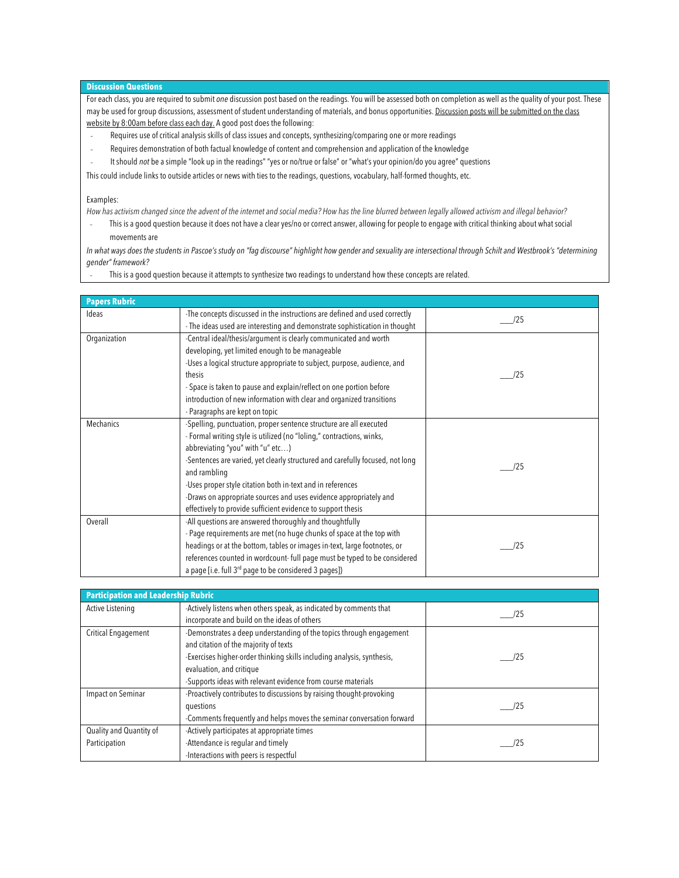## Discussion Questions

For each class, you are required to submit *one* discussion post based on the readings. You will be assessed both on completion as well as the quality of your post. These may be used for group discussions, assessment of student understanding of materials, and bonus opportunities. Discussion posts will be submitted on the class website by 8:00am before class each day. A good post does the following:

- Requires use of critical analysis skills of class issues and concepts, synthesizing/comparing one or more readings
- Requires demonstration of both factual knowledge of content and comprehension and application of the knowledge
- It should *not* be a simple "look up in the readings" "yes or no/true or false" or "what's your opinion/do you agree" questions

This could include links to outside articles or news with ties to the readings, questions, vocabulary, half-formed thoughts, etc.

Examples:

*How has activism changed since the advent of the internet and social media? How has the line blurred between legally allowed activism and illegal behavior?*

- This is a good question because it does not have a clear yes/no or correct answer, allowing for people to engage with critical thinking about what social movements are

*In what ways does the students in Pascoe's study on "fag discourse" highlight how gender and sexuality are intersectional through Schilt and Westbrook's "determining gender" framework?*

- This is a good question because it attempts to synthesize two readings to understand how these concepts are related.

## Papers Rubric

| | | |
|---|---|---|
| Ideas | -The concepts discussed in the instructions are defined and used correctly<br>- The ideas used are interesting and demonstrate sophistication in thought | ___/25 |
| Organization | -Central ideal/thesis/argument is clearly communicated and worth developing, yet limited enough to be manageable<br>-Uses a logical structure appropriate to subject, purpose, audience, and thesis<br>- Space is taken to pause and explain/reflect on one portion before introduction of new information with clear and organized transitions<br>- Paragraphs are kept on topic | ___/25 |
| Mechanics | -Spelling, punctuation, proper sentence structure are all executed<br>- Formal writing style is utilized (no "loling," contractions, winks, abbreviating "you" with "u" etc…)<br>-Sentences are varied, yet clearly structured and carefully focused, not long and rambling<br>-Uses proper style citation both in-text and in references<br>-Draws on appropriate sources and uses evidence appropriately and effectively to provide sufficient evidence to support thesis | ___/25 |
| Overall | -All questions are answered thoroughly and thoughtfully<br>- Page requirements are met (no huge chunks of space at the top with headings or at the bottom, tables or images in-text, large footnotes, or references counted in wordcount- full page must be typed to be considered a page [i.e. full 3rd page to be considered 3 pages]) | ___/25 |

## Participation and Leadership Rubric

| | | |
|---|---|---|
| Active Listening | -Actively listens when others speak, as indicated by comments that incorporate and build on the ideas of others | ___/25 |
| Critical Engagement | -Demonstrates a deep understanding of the topics through engagement and citation of the majority of texts<br>-Exercises higher-order thinking skills including analysis, synthesis, evaluation, and critique<br>-Supports ideas with relevant evidence from course materials | ___/25 |
| Impact on Seminar | -Proactively contributes to discussions by raising thought-provoking questions<br>-Comments frequently and helps moves the seminar conversation forward | ___/25 |
| Quality and Quantity of Participation | -Actively participates at appropriate times<br>-Attendance is regular and timely<br>-Interactions with peers is respectful | ___/25 |